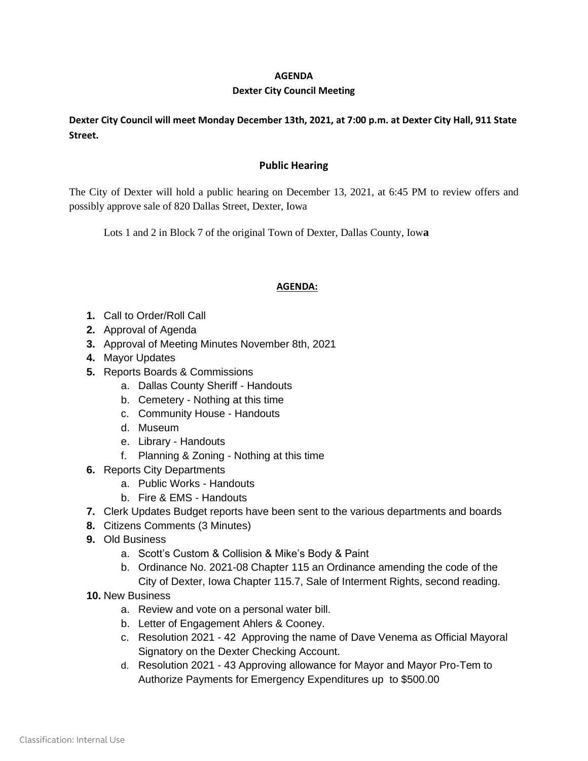# AGENDA

## Dexter City Council Meeting

**Dexter City Council will meet Monday December 13th, 2021, at 7:00 p.m. at Dexter City Hall, 911 State Street.**

## Public Hearing

The City of Dexter will hold a public hearing on December 13, 2021, at 6:45 PM to review offers and possibly approve sale of 820 Dallas Street, Dexter, Iowa

Lots 1 and 2 in Block 7 of the original Town of Dexter, Dallas County, Iowa

**AGENDA:**

1. Call to Order/Roll Call
2. Approval of Agenda
3. Approval of Meeting Minutes November 8th, 2021
4. Mayor Updates
5. Reports Boards & Commissions
    a. Dallas County Sheriff - Handouts
    b. Cemetery - Nothing at this time
    c. Community House - Handouts
    d. Museum
    e. Library - Handouts
    f. Planning & Zoning - Nothing at this time
6. Reports City Departments
    a. Public Works - Handouts
    b. Fire & EMS - Handouts
7. Clerk Updates Budget reports have been sent to the various departments and boards
8. Citizens Comments (3 Minutes)
9. Old Business
    a. Scott's Custom & Collision & Mike's Body & Paint
    b. Ordinance No. 2021-08 Chapter 115 an Ordinance amending the code of the City of Dexter, Iowa Chapter 115.7, Sale of Interment Rights, second reading.
10. New Business
    a. Review and vote on a personal water bill.
    b. Letter of Engagement Ahlers & Cooney.
    c. Resolution 2021 - 42 Approving the name of Dave Venema as Official Mayoral Signatory on the Dexter Checking Account.
    d. Resolution 2021 - 43 Approving allowance for Mayor and Mayor Pro-Tem to Authorize Payments for Emergency Expenditures up to $500.00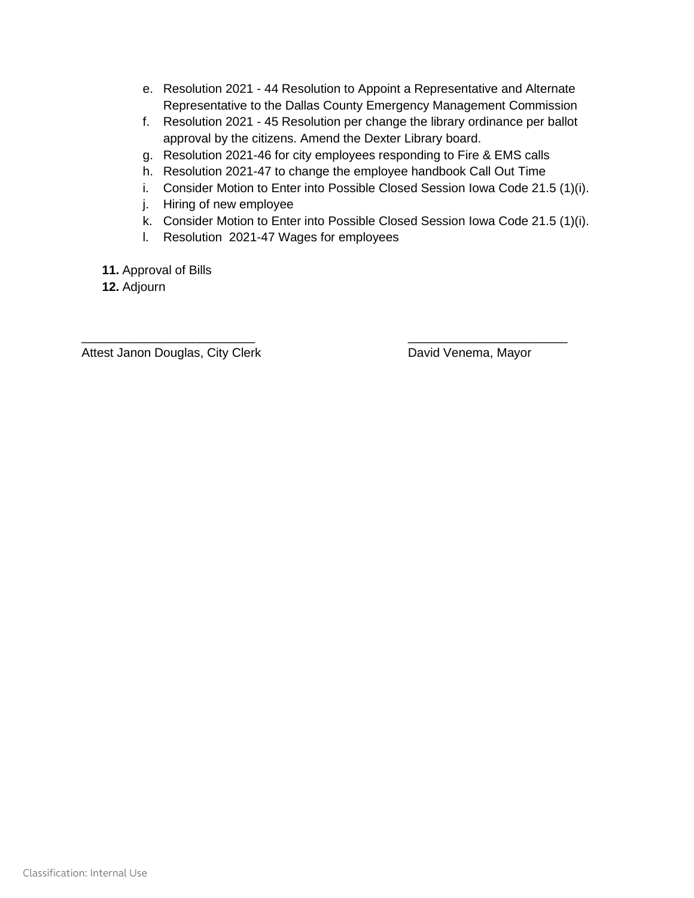e. Resolution 2021 - 44 Resolution to Appoint a Representative and Alternate Representative to the Dallas County Emergency Management Commission
f. Resolution 2021 - 45 Resolution per change the library ordinance per ballot approval by the citizens. Amend the Dexter Library board.
g. Resolution 2021-46 for city employees responding to Fire & EMS calls
h. Resolution 2021-47 to change the employee handbook Call Out Time
i. Consider Motion to Enter into Possible Closed Session Iowa Code 21.5 (1)(i).
j. Hiring of new employee
k. Consider Motion to Enter into Possible Closed Session Iowa Code 21.5 (1)(i).
l. Resolution 2021-47 Wages for employees

**11.** Approval of Bills
**12.** Adjourn

________________________ ______________________

Attest Janon Douglas, City Clerk David Venema, Mayor

Classification: Internal Use